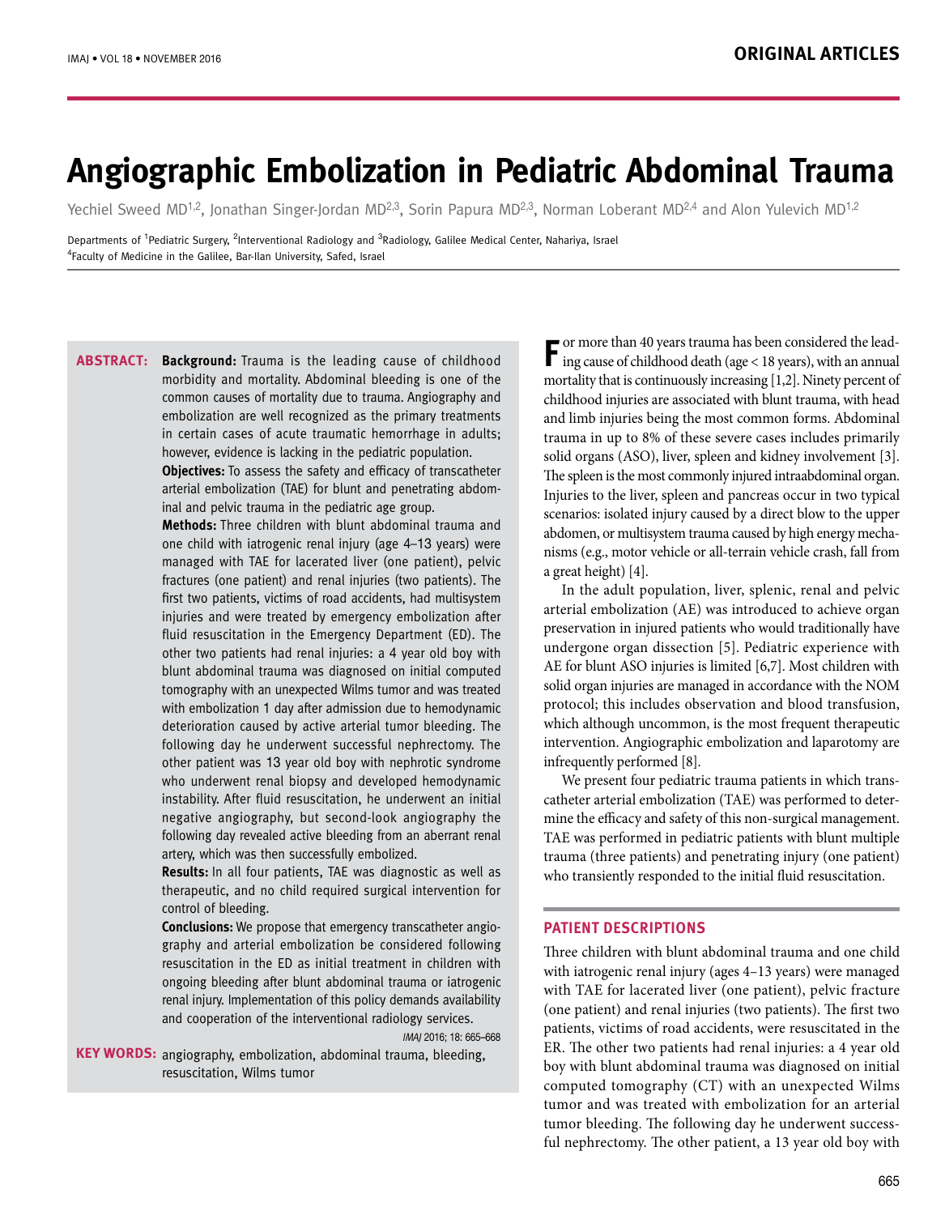# Angiographic Embolization in Pediatric Abdominal Trauma

Yechiel Sweed MD[1,2], Jonathan Singer-Jordan MD[2,3], Sorin Papura MD[2,3], Norman Loberant MD[2,4] and Alon Yulevich MD[1,2]

Departments of [1]Pediatric Surgery, [2]Interventional Radiology and [3]Radiology, Galilee Medical Center, Nahariya, Israel
[4]Faculty of Medicine in the Galilee, Bar-Ilan University, Safed, Israel

**ABSTRACT:**

**Background:** Trauma is the leading cause of childhood morbidity and mortality. Abdominal bleeding is one of the common causes of mortality due to trauma. Angiography and embolization are well recognized as the primary treatments in certain cases of acute traumatic hemorrhage in adults; however, evidence is lacking in the pediatric population.

**Objectives:** To assess the safety and efficacy of transcatheter arterial embolization (TAE) for blunt and penetrating abdominal and pelvic trauma in the pediatric age group.

**Methods:** Three children with blunt abdominal trauma and one child with iatrogenic renal injury (age 4–13 years) were managed with TAE for lacerated liver (one patient), pelvic fractures (one patient) and renal injuries (two patients). The first two patients, victims of road accidents, had multisystem injuries and were treated by emergency embolization after fluid resuscitation in the Emergency Department (ED). The other two patients had renal injuries: a 4 year old boy with blunt abdominal trauma was diagnosed on initial computed tomography with an unexpected Wilms tumor and was treated with embolization 1 day after admission due to hemodynamic deterioration caused by active arterial tumor bleeding. The following day he underwent successful nephrectomy. The other patient was 13 year old boy with nephrotic syndrome who underwent renal biopsy and developed hemodynamic instability. After fluid resuscitation, he underwent an initial negative angiography, but second-look angiography the following day revealed active bleeding from an aberrant renal artery, which was then successfully embolized.

**Results:** In all four patients, TAE was diagnostic as well as therapeutic, and no child required surgical intervention for control of bleeding.

**Conclusions:** We propose that emergency transcatheter angiography and arterial embolization be considered following resuscitation in the ED as initial treatment in children with ongoing bleeding after blunt abdominal trauma or iatrogenic renal injury. Implementation of this policy demands availability and cooperation of the interventional radiology services.

*IMAJ* 2016; 18: 665–668

**KEY WORDS:** angiography, embolization, abdominal trauma, bleeding, resuscitation, Wilms tumor

For more than 40 years trauma has been considered the leading cause of childhood death (age < 18 years), with an annual mortality that is continuously increasing [1,2]. Ninety percent of childhood injuries are associated with blunt trauma, with head and limb injuries being the most common forms. Abdominal trauma in up to 8% of these severe cases includes primarily solid organs (ASO), liver, spleen and kidney involvement [3]. The spleen is the most commonly injured intraabdominal organ. Injuries to the liver, spleen and pancreas occur in two typical scenarios: isolated injury caused by a direct blow to the upper abdomen, or multisystem trauma caused by high energy mechanisms (e.g., motor vehicle or all-terrain vehicle crash, fall from a great height) [4].

In the adult population, liver, splenic, renal and pelvic arterial embolization (AE) was introduced to achieve organ preservation in injured patients who would traditionally have undergone organ dissection [5]. Pediatric experience with AE for blunt ASO injuries is limited [6,7]. Most children with solid organ injuries are managed in accordance with the NOM protocol; this includes observation and blood transfusion, which although uncommon, is the most frequent therapeutic intervention. Angiographic embolization and laparotomy are infrequently performed [8].

We present four pediatric trauma patients in which transcatheter arterial embolization (TAE) was performed to determine the efficacy and safety of this non-surgical management. TAE was performed in pediatric patients with blunt multiple trauma (three patients) and penetrating injury (one patient) who transiently responded to the initial fluid resuscitation.

## PATIENT DESCRIPTIONS

Three children with blunt abdominal trauma and one child with iatrogenic renal injury (ages 4–13 years) were managed with TAE for lacerated liver (one patient), pelvic fracture (one patient) and renal injuries (two patients). The first two patients, victims of road accidents, were resuscitated in the ER. The other two patients had renal injuries: a 4 year old boy with blunt abdominal trauma was diagnosed on initial computed tomography (CT) with an unexpected Wilms tumor and was treated with embolization for an arterial tumor bleeding. The following day he underwent successful nephrectomy. The other patient, a 13 year old boy with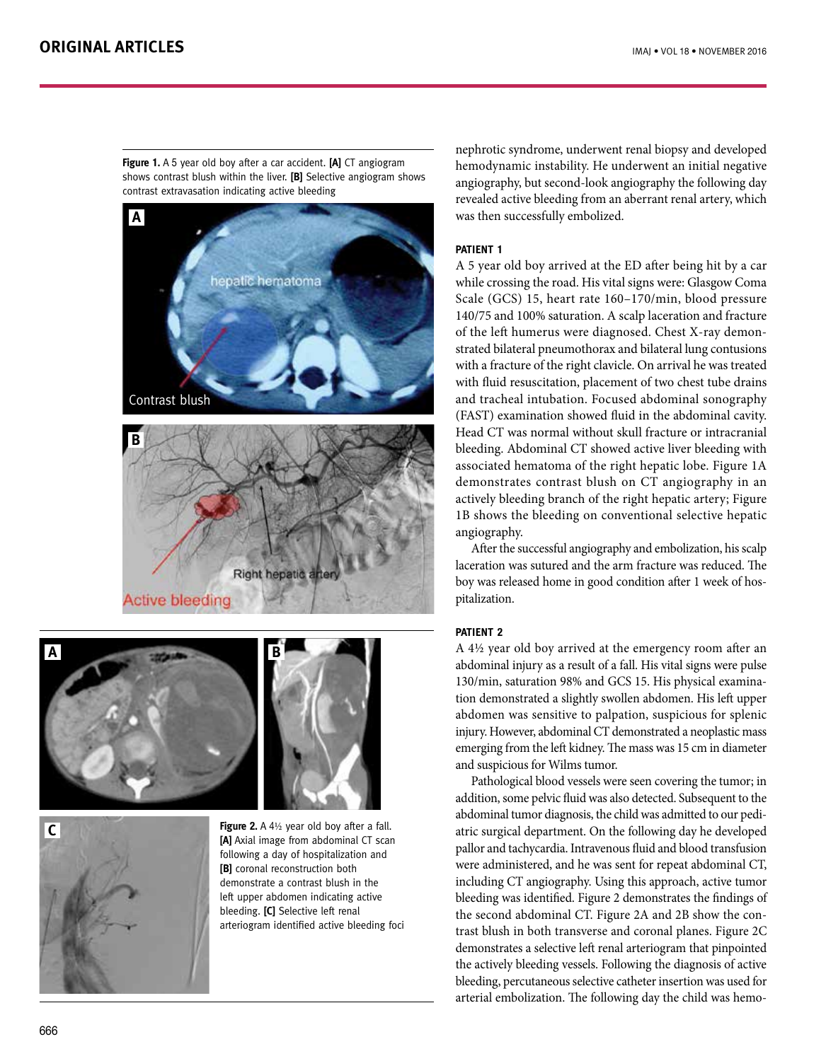Figure 1. A 5 year old boy after a car accident. [A] CT angiogram shows contrast blush within the liver. [B] Selective angiogram shows contrast extravasation indicating active bleeding

hepatic hematoma

Contrast blush

Right hepatic artery

Active bleeding

Figure 2. A 4½ year old boy after a fall. [A] Axial image from abdominal CT scan following a day of hospitalization and [B] coronal reconstruction both demonstrate a contrast blush in the left upper abdomen indicating active bleeding. [C] Selective left renal arteriogram identified active bleeding foci

nephrotic syndrome, underwent renal biopsy and developed hemodynamic instability. He underwent an initial negative angiography, but second-look angiography the following day revealed active bleeding from an aberrant renal artery, which was then successfully embolized.

#### PATIENT 1

A 5 year old boy arrived at the ED after being hit by a car while crossing the road. His vital signs were: Glasgow Coma Scale (GCS) 15, heart rate 160–170/min, blood pressure 140/75 and 100% saturation. A scalp laceration and fracture of the left humerus were diagnosed. Chest X-ray demonstrated bilateral pneumothorax and bilateral lung contusions with a fracture of the right clavicle. On arrival he was treated with fluid resuscitation, placement of two chest tube drains and tracheal intubation. Focused abdominal sonography (FAST) examination showed fluid in the abdominal cavity. Head CT was normal without skull fracture or intracranial bleeding. Abdominal CT showed active liver bleeding with associated hematoma of the right hepatic lobe. Figure 1A demonstrates contrast blush on CT angiography in an actively bleeding branch of the right hepatic artery; Figure 1B shows the bleeding on conventional selective hepatic angiography.

After the successful angiography and embolization, his scalp laceration was sutured and the arm fracture was reduced. The boy was released home in good condition after 1 week of hospitalization.

#### PATIENT 2

A 4½ year old boy arrived at the emergency room after an abdominal injury as a result of a fall. His vital signs were pulse 130/min, saturation 98% and GCS 15. His physical examination demonstrated a slightly swollen abdomen. His left upper abdomen was sensitive to palpation, suspicious for splenic injury. However, abdominal CT demonstrated a neoplastic mass emerging from the left kidney. The mass was 15 cm in diameter and suspicious for Wilms tumor.

Pathological blood vessels were seen covering the tumor; in addition, some pelvic fluid was also detected. Subsequent to the abdominal tumor diagnosis, the child was admitted to our pediatric surgical department. On the following day he developed pallor and tachycardia. Intravenous fluid and blood transfusion were administered, and he was sent for repeat abdominal CT, including CT angiography. Using this approach, active tumor bleeding was identified. Figure 2 demonstrates the findings of the second abdominal CT. Figure 2A and 2B show the contrast blush in both transverse and coronal planes. Figure 2C demonstrates a selective left renal arteriogram that pinpointed the actively bleeding vessels. Following the diagnosis of active bleeding, percutaneous selective catheter insertion was used for arterial embolization. The following day the child was hemo-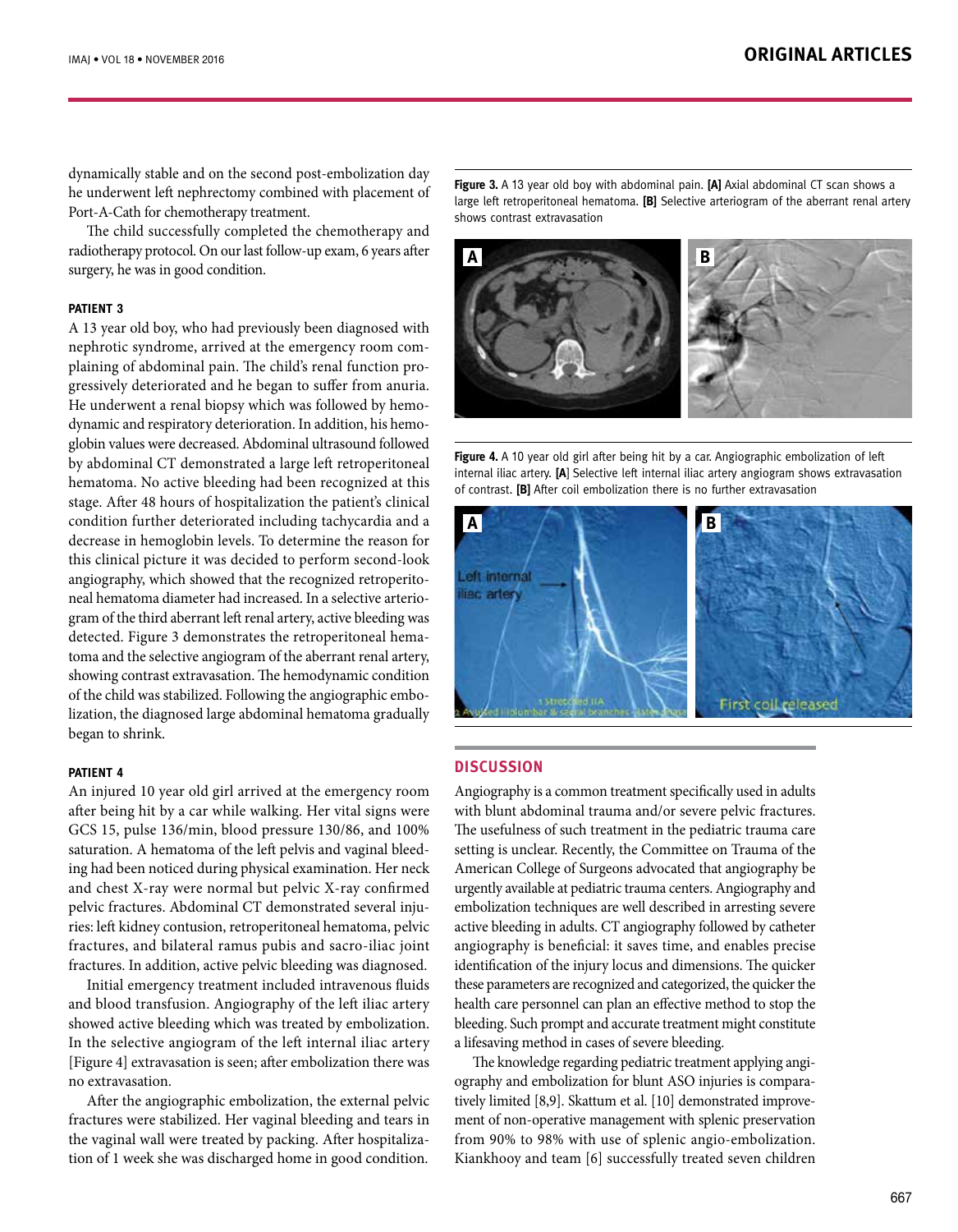dynamically stable and on the second post-embolization day he underwent left nephrectomy combined with placement of Port-A-Cath for chemotherapy treatment.

The child successfully completed the chemotherapy and radiotherapy protocol. On our last follow-up exam, 6 years after surgery, he was in good condition.

#### PATIENT 3

A 13 year old boy, who had previously been diagnosed with nephrotic syndrome, arrived at the emergency room complaining of abdominal pain. The child's renal function progressively deteriorated and he began to suffer from anuria. He underwent a renal biopsy which was followed by hemodynamic and respiratory deterioration. In addition, his hemoglobin values were decreased. Abdominal ultrasound followed by abdominal CT demonstrated a large left retroperitoneal hematoma. No active bleeding had been recognized at this stage. After 48 hours of hospitalization the patient's clinical condition further deteriorated including tachycardia and a decrease in hemoglobin levels. To determine the reason for this clinical picture it was decided to perform second-look angiography, which showed that the recognized retroperitoneal hematoma diameter had increased. In a selective arteriogram of the third aberrant left renal artery, active bleeding was detected. Figure 3 demonstrates the retroperitoneal hematoma and the selective angiogram of the aberrant renal artery, showing contrast extravasation. The hemodynamic condition of the child was stabilized. Following the angiographic embolization, the diagnosed large abdominal hematoma gradually began to shrink.

#### PATIENT 4

An injured 10 year old girl arrived at the emergency room after being hit by a car while walking. Her vital signs were GCS 15, pulse 136/min, blood pressure 130/86, and 100% saturation. A hematoma of the left pelvis and vaginal bleeding had been noticed during physical examination. Her neck and chest X-ray were normal but pelvic X-ray confirmed pelvic fractures. Abdominal CT demonstrated several injuries: left kidney contusion, retroperitoneal hematoma, pelvic fractures, and bilateral ramus pubis and sacro-iliac joint fractures. In addition, active pelvic bleeding was diagnosed.

Initial emergency treatment included intravenous fluids and blood transfusion. Angiography of the left iliac artery showed active bleeding which was treated by embolization. In the selective angiogram of the left internal iliac artery [Figure 4] extravasation is seen; after embolization there was no extravasation.

After the angiographic embolization, the external pelvic fractures were stabilized. Her vaginal bleeding and tears in the vaginal wall were treated by packing. After hospitalization of 1 week she was discharged home in good condition.

**Figure 3.** A 13 year old boy with abdominal pain. **[A]** Axial abdominal CT scan shows a large left retroperitoneal hematoma. **[B]** Selective arteriogram of the aberrant renal artery shows contrast extravasation

**Figure 4.** A 10 year old girl after being hit by a car. Angiographic embolization of left internal iliac artery. **[A]** Selective left internal iliac artery angiogram shows extravasation of contrast. **[B]** After coil embolization there is no further extravasation

## DISCUSSION

Angiography is a common treatment specifically used in adults with blunt abdominal trauma and/or severe pelvic fractures. The usefulness of such treatment in the pediatric trauma care setting is unclear. Recently, the Committee on Trauma of the American College of Surgeons advocated that angiography be urgently available at pediatric trauma centers. Angiography and embolization techniques are well described in arresting severe active bleeding in adults. CT angiography followed by catheter angiography is beneficial: it saves time, and enables precise identification of the injury locus and dimensions. The quicker these parameters are recognized and categorized, the quicker the health care personnel can plan an effective method to stop the bleeding. Such prompt and accurate treatment might constitute a lifesaving method in cases of severe bleeding.

The knowledge regarding pediatric treatment applying angiography and embolization for blunt ASO injuries is comparatively limited [8,9]. Skattum et al. [10] demonstrated improvement of non-operative management with splenic preservation from 90% to 98% with use of splenic angio-embolization. Kiankhooy and team [6] successfully treated seven children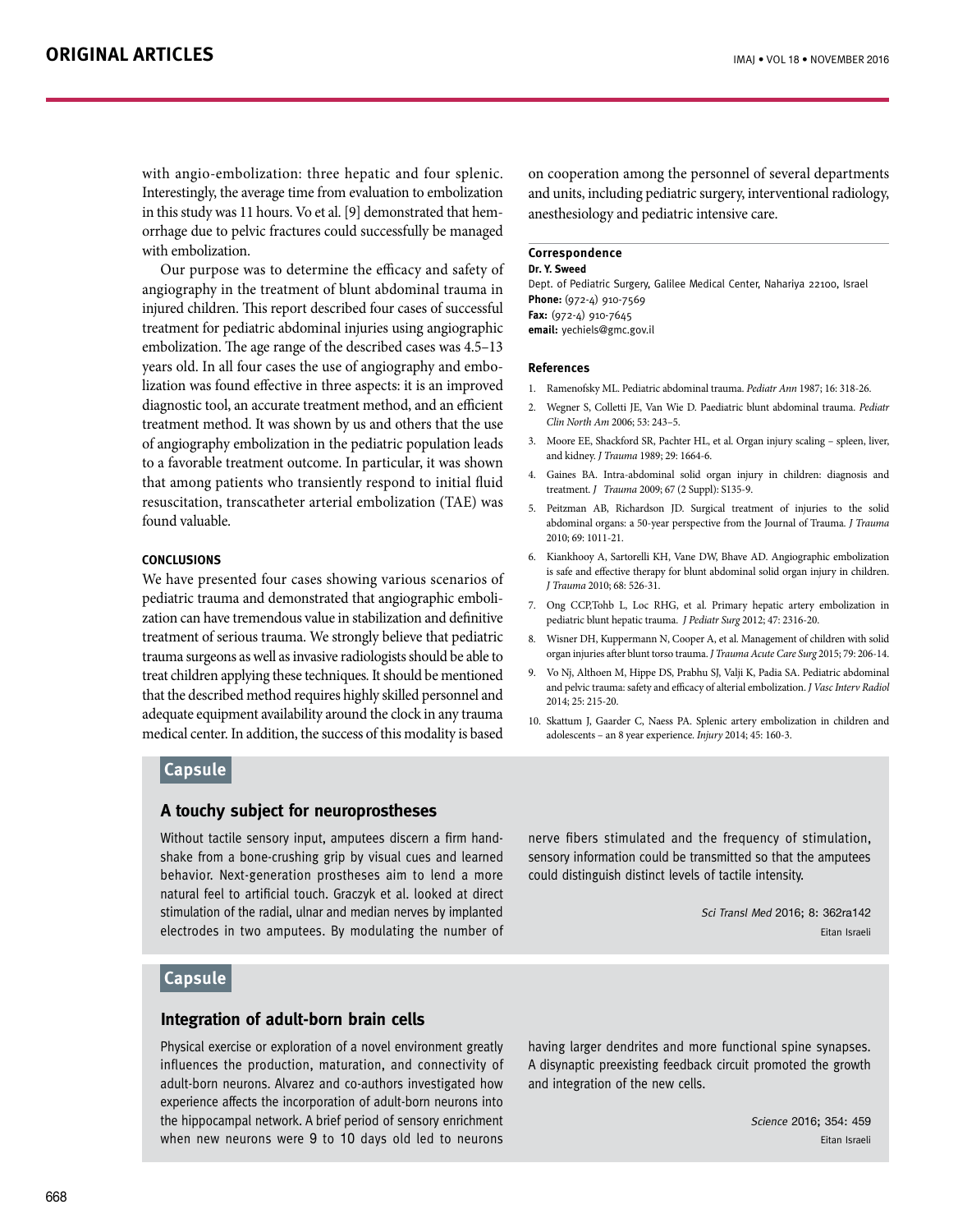with angio-embolization: three hepatic and four splenic. Interestingly, the average time from evaluation to embolization in this study was 11 hours. Vo et al. [9] demonstrated that hemorrhage due to pelvic fractures could successfully be managed with embolization.

Our purpose was to determine the efficacy and safety of angiography in the treatment of blunt abdominal trauma in injured children. This report described four cases of successful treatment for pediatric abdominal injuries using angiographic embolization. The age range of the described cases was 4.5–13 years old. In all four cases the use of angiography and embolization was found effective in three aspects: it is an improved diagnostic tool, an accurate treatment method, and an efficient treatment method. It was shown by us and others that the use of angiography embolization in the pediatric population leads to a favorable treatment outcome. In particular, it was shown that among patients who transiently respond to initial fluid resuscitation, transcatheter arterial embolization (TAE) was found valuable.

### CONCLUSIONS

We have presented four cases showing various scenarios of pediatric trauma and demonstrated that angiographic embolization can have tremendous value in stabilization and definitive treatment of serious trauma. We strongly believe that pediatric trauma surgeons as well as invasive radiologists should be able to treat children applying these techniques. It should be mentioned that the described method requires highly skilled personnel and adequate equipment availability around the clock in any trauma medical center. In addition, the success of this modality is based on cooperation among the personnel of several departments and units, including pediatric surgery, interventional radiology, anesthesiology and pediatric intensive care.

**Correspondence**

**Dr. Y. Sweed**

Dept. of Pediatric Surgery, Galilee Medical Center, Nahariya 22100, Israel

**Phone:** (972-4) 910-7569

**Fax:** (972-4) 910-7645

**email:** yechiels@gmc.gov.il

### References

1. Ramenofsky ML. Pediatric abdominal trauma. *Pediatr Ann* 1987; 16: 318-26.
2. Wegner S, Colletti JE, Van Wie D. Paediatric blunt abdominal trauma. *Pediatr Clin North Am* 2006; 53: 243–5.
3. Moore EE, Shackford SR, Pachter HL, et al. Organ injury scaling – spleen, liver, and kidney. *J Trauma* 1989; 29: 1664-6.
4. Gaines BA. Intra-abdominal solid organ injury in children: diagnosis and treatment. *J Trauma* 2009; 67 (2 Suppl): S135-9.
5. Peitzman AB, Richardson JD. Surgical treatment of injuries to the solid abdominal organs: a 50-year perspective from the Journal of Trauma. *J Trauma* 2010; 69: 1011-21.
6. Kiankhooy A, Sartorelli KH, Vane DW, Bhave AD. Angiographic embolization is safe and effective therapy for blunt abdominal solid organ injury in children. *J Trauma* 2010; 68: 526-31.
7. Ong CCP,Tohb L, Loc RHG, et al. Primary hepatic artery embolization in pediatric blunt hepatic trauma. *J Pediatr Surg* 2012; 47: 2316-20.
8. Wisner DH, Kuppermann N, Cooper A, et al. Management of children with solid organ injuries after blunt torso trauma. *J Trauma Acute Care Surg* 2015; 79: 206-14.
9. Vo Nj, Althoen M, Hippe DS, Prabhu SJ, Valji K, Padia SA. Pediatric abdominal and pelvic trauma: safety and efficacy of alterial embolization. *J Vasc Interv Radiol* 2014; 25: 215-20.
10. Skattum J, Gaarder C, Naess PA. Splenic artery embolization in children and adolescents – an 8 year experience. *Injury* 2014; 45: 160-3.

**Capsule**

### A touchy subject for neuroprostheses

Without tactile sensory input, amputees discern a firm handshake from a bone-crushing grip by visual cues and learned behavior. Next-generation prostheses aim to lend a more natural feel to artificial touch. Graczyk et al. looked at direct stimulation of the radial, ulnar and median nerves by implanted electrodes in two amputees. By modulating the number of nerve fibers stimulated and the frequency of stimulation, sensory information could be transmitted so that the amputees could distinguish distinct levels of tactile intensity.

*Sci Transl Med* 2016; 8: 362ra142

Eitan Israeli

**Capsule**

### Integration of adult-born brain cells

Physical exercise or exploration of a novel environment greatly influences the production, maturation, and connectivity of adult-born neurons. Alvarez and co-authors investigated how experience affects the incorporation of adult-born neurons into the hippocampal network. A brief period of sensory enrichment when new neurons were 9 to 10 days old led to neurons having larger dendrites and more functional spine synapses. A disynaptic preexisting feedback circuit promoted the growth and integration of the new cells.

*Science* 2016; 354: 459

Eitan Israeli